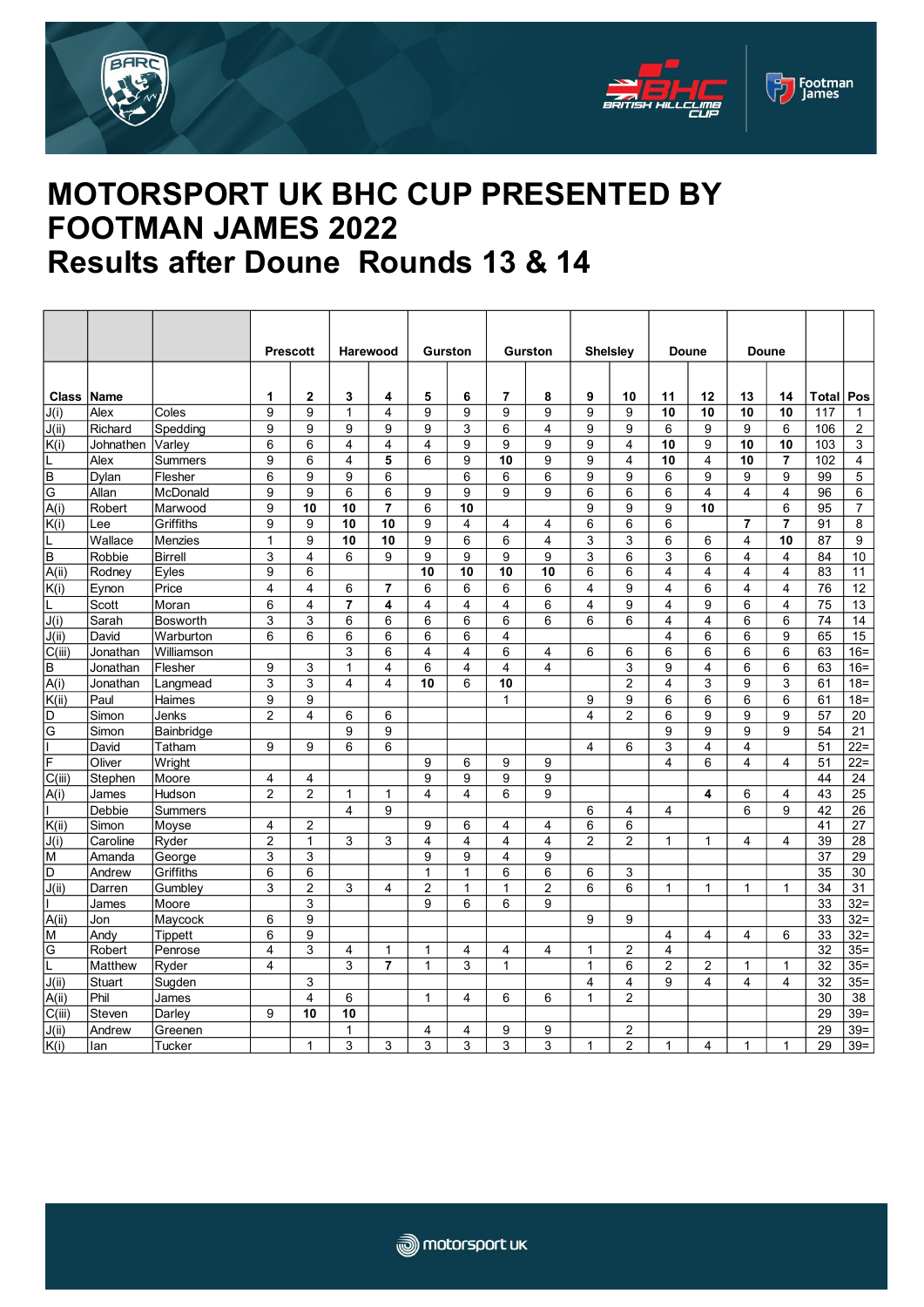# MOTORSPORT UK BHC CUP PRESENTED BY FOOTMAN JAMES 2022

# Results after Doune Rounds 13 & 14

| | | | Prescott | | Harewood | | Gurston | | Gurston | | Shelsley | | Doune | | Doune | | | |
|---|---|---|---|---|---|---|---|---|---|---|---|---|---|---|---|---|---|---|
| **Class** | **Name** | | **1** | **2** | **3** | **4** | **5** | **6** | **7** | **8** | **9** | **10** | **11** | **12** | **13** | **14** | **Total** | **Pos** |
| J(i) | Alex | Coles | 9 | 9 | 1 | 4 | 9 | 9 | 9 | 9 | 9 | 9 | **10** | **10** | **10** | **10** | 117 | 1 |
| J(ii) | Richard | Spedding | 9 | 9 | 9 | 9 | 9 | 3 | 6 | 4 | 9 | 9 | 6 | 9 | 9 | 6 | 106 | 2 |
| K(i) | Johnathen | Varley | 6 | 6 | 4 | 4 | 4 | 9 | 9 | 9 | 9 | 4 | **10** | 9 | **10** | **10** | 103 | 3 |
| L | Alex | Summers | 9 | 6 | 4 | **5** | 6 | 9 | **10** | 9 | 9 | 4 | **10** | 4 | **10** | **7** | 102 | 4 |
| B | Dylan | Flesher | 6 | 9 | 9 | 6 | | 6 | 6 | 6 | 9 | 9 | 6 | 9 | 9 | 9 | 99 | 5 |
| G | Allan | McDonald | 9 | 9 | 6 | 6 | 9 | 9 | 9 | 9 | 6 | 6 | 6 | 4 | 4 | 4 | 96 | 6 |
| A(i) | Robert | Marwood | 9 | **10** | **10** | **7** | 6 | **10** | | | 9 | 9 | 9 | **10** | | 6 | 95 | 7 |
| K(i) | Lee | Griffiths | 9 | 9 | **10** | **10** | 9 | 4 | 4 | 4 | 6 | 6 | 6 | | **7** | **7** | 91 | 8 |
| L | Wallace | Menzies | 1 | 9 | **10** | **10** | 9 | 6 | 6 | 4 | 3 | 3 | 6 | 6 | 4 | **10** | 87 | 9 |
| B | Robbie | Birrell | 3 | 4 | 6 | 9 | 9 | 9 | 9 | 9 | 3 | 6 | 3 | 6 | 4 | 4 | 84 | 10 |
| A(ii) | Rodney | Eyles | 9 | 6 | | | **10** | **10** | **10** | **10** | 6 | 6 | 4 | 4 | 4 | 4 | 83 | 11 |
| K(i) | Eynon | Price | 4 | 4 | 6 | **7** | 6 | 6 | 6 | 6 | 4 | 9 | 4 | 6 | 4 | 4 | 76 | 12 |
| L | Scott | Moran | 6 | 4 | **7** | **4** | 4 | 4 | 4 | 6 | 4 | 9 | 4 | 9 | 6 | 4 | 75 | 13 |
| J(i) | Sarah | Bosworth | 3 | 3 | 6 | 6 | 6 | 6 | 6 | 6 | 6 | 6 | 4 | 4 | 6 | 6 | 74 | 14 |
| J(ii) | David | Warburton | 6 | 6 | 6 | 6 | 6 | 6 | 4 | | | | 4 | 6 | 6 | 9 | 65 | 15 |
| C(iii) | Jonathan | Williamson | | | 3 | 6 | 4 | 4 | 6 | 4 | 6 | 6 | 6 | 6 | 6 | 6 | 63 | 16= |
| B | Jonathan | Flesher | 9 | 3 | 1 | 4 | 6 | 4 | 4 | 4 | | 3 | 9 | 4 | 6 | 6 | 63 | 16= |
| A(i) | Jonathan | Langmead | 3 | 3 | 4 | 4 | **10** | 6 | **10** | | | 2 | 4 | 3 | 9 | 3 | 61 | 18= |
| K(ii) | Paul | Haimes | 9 | 9 | | | | | 1 | | 9 | 9 | 6 | 6 | 6 | 6 | 61 | 18= |
| D | Simon | Jenks | 2 | 4 | 6 | 6 | | | | | 4 | 2 | 6 | 9 | 9 | 9 | 57 | 20 |
| G | Simon | Bainbridge | | | 9 | 9 | | | | | | | 9 | 9 | 9 | 9 | 54 | 21 |
| I | David | Tatham | 9 | 9 | 6 | 6 | | | | | 4 | 6 | 3 | 4 | 4 | | 51 | 22= |
| F | Oliver | Wright | | | | | 9 | 6 | 9 | 9 | | | 4 | 6 | 4 | 4 | 51 | 22= |
| C(iii) | Stephen | Moore | 4 | 4 | | | 9 | 9 | 9 | 9 | | | | | | | 44 | 24 |
| A(i) | James | Hudson | 2 | 2 | 1 | 1 | 4 | 4 | 6 | 9 | | | | **4** | 6 | 4 | 43 | 25 |
| I | Debbie | Summers | | | 4 | 9 | | | | | 6 | 4 | 4 | | 6 | 9 | 42 | 26 |
| K(ii) | Simon | Moyse | 4 | 2 | | | 9 | 6 | 4 | 4 | 6 | 6 | | | | | 41 | 27 |
| J(i) | Caroline | Ryder | 2 | 1 | 3 | 3 | 4 | 4 | 4 | 4 | 2 | 2 | 1 | 1 | 4 | 4 | 39 | 28 |
| M | Amanda | George | 3 | 3 | | | 9 | 9 | 4 | 9 | | | | | | | 37 | 29 |
| D | Andrew | Griffiths | 6 | 6 | | | 1 | 1 | 6 | 6 | 6 | 3 | | | | | 35 | 30 |
| J(ii) | Darren | Gumbley | 3 | 2 | 3 | 4 | 2 | 1 | 1 | 2 | 6 | 6 | 1 | 1 | 1 | 1 | 34 | 31 |
| I | James | Moore | | 3 | | | 9 | 6 | 6 | 9 | | | | | | | 33 | 32= |
| A(ii) | Jon | Maycock | 6 | 9 | | | | | | | 9 | 9 | | | | | 33 | 32= |
| M | Andy | Tippett | 6 | 9 | | | | | | | | | 4 | 4 | 4 | 6 | 33 | 32= |
| G | Robert | Penrose | 4 | 3 | 4 | 1 | 1 | 4 | 4 | 4 | 1 | 2 | 4 | | | | 32 | 35= |
| L | Matthew | Ryder | 4 | | 3 | **7** | 1 | 3 | 1 | | 1 | 6 | 2 | 2 | 1 | 1 | 32 | 35= |
| J(ii) | Stuart | Sugden | | 3 | | | | | | | 4 | 4 | 9 | 4 | 4 | 4 | 32 | 35= |
| A(ii) | Phil | James | | 4 | 6 | | 1 | 4 | 6 | 6 | 1 | 2 | | | | | 30 | 38 |
| C(iii) | Steven | Darley | 9 | **10** | **10** | | | | | | | | | | | | 29 | 39= |
| J(ii) | Andrew | Greenen | | | 1 | | 4 | 4 | 9 | 9 | | 2 | | | | | 29 | 39= |
| K(i) | Ian | Tucker | | 1 | 3 | 3 | 3 | 3 | 3 | 3 | 1 | 2 | 1 | 4 | 1 | 1 | 29 | 39= |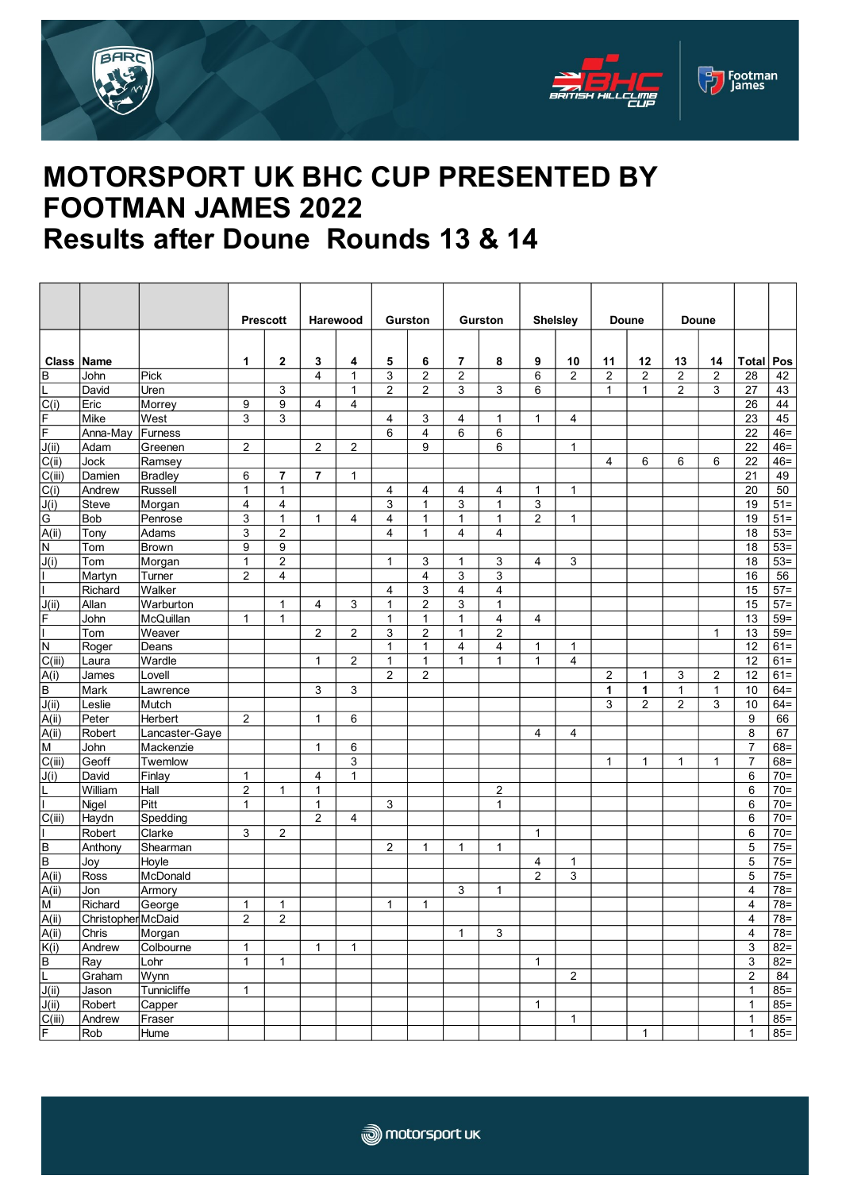# MOTORSPORT UK BHC CUP PRESENTED BY FOOTMAN JAMES 2022
# Results after Doune Rounds 13 & 14

| | | | Prescott | | Harewood | | Gurston | | Gurston | | Shelsley | | Doune | | Doune | | | |
|---|---|---|---|---|---|---|---|---|---|---|---|---|---|---|---|---|---|---|
| Class | Name | | 1 | 2 | 3 | 4 | 5 | 6 | 7 | 8 | 9 | 10 | 11 | 12 | 13 | 14 | Total | Pos |
| B | John | Pick | | | 4 | 1 | 3 | 2 | 2 | | 6 | 2 | 2 | 2 | 2 | 2 | 28 | 42 |
| L | David | Uren | | 3 | | 1 | 2 | 2 | 3 | 3 | 6 | | 1 | 1 | 2 | 3 | 27 | 43 |
| C(i) | Eric | Morrey | 9 | 9 | 4 | 4 | | | | | | | | | | | 26 | 44 |
| F | Mike | West | 3 | 3 | | | 4 | 3 | 4 | 1 | 1 | 4 | | | | | 23 | 45 |
| F | Anna-May | Furness | | | | | 6 | 4 | 6 | 6 | | | | | | | 22 | 46= |
| J(ii) | Adam | Greenen | 2 | | 2 | 2 | | 9 | | 6 | | 1 | | | | | 22 | 46= |
| C(ii) | Jock | Ramsey | | | | | | | | | | | 4 | 6 | 6 | 6 | 22 | 46= |
| C(iii) | Damien | Bradley | 6 | 7 | 7 | 1 | | | | | | | | | | | 21 | 49 |
| C(i) | Andrew | Russell | 1 | 1 | | | 4 | 4 | 4 | 4 | 1 | 1 | | | | | 20 | 50 |
| J(i) | Steve | Morgan | 4 | 4 | | | 3 | 1 | 3 | 1 | 3 | | | | | | 19 | 51= |
| G | Bob | Penrose | 3 | 1 | 1 | 4 | 4 | 1 | 1 | 1 | 2 | 1 | | | | | 19 | 51= |
| A(ii) | Tony | Adams | 3 | 2 | | | 4 | 1 | 4 | 4 | | | | | | | 18 | 53= |
| N | Tom | Brown | 9 | 9 | | | | | | | | | | | | | 18 | 53= |
| J(i) | Tom | Morgan | 1 | 2 | | | 1 | 3 | 1 | 3 | 4 | 3 | | | | | 18 | 53= |
| I | Martyn | Turner | 2 | 4 | | | | 4 | 3 | 3 | | | | | | | 16 | 56 |
| I | Richard | Walker | | | | | 4 | 3 | 4 | 4 | | | | | | | 15 | 57= |
| J(ii) | Allan | Warburton | | 1 | 4 | 3 | 1 | 2 | 3 | 1 | | | | | | | 15 | 57= |
| F | John | McQuillan | 1 | 1 | | | 1 | 1 | 1 | 4 | 4 | | | | | | 13 | 59= |
| I | Tom | Weaver | | | 2 | 2 | 3 | 2 | 1 | 2 | | | | | | 1 | 13 | 59= |
| N | Roger | Deans | | | | | 1 | 1 | 4 | 4 | 1 | 1 | | | | | 12 | 61= |
| C(iii) | Laura | Wardle | | | 1 | 2 | 1 | 1 | 1 | 1 | 1 | 4 | | | | | 12 | 61= |
| A(i) | James | Lovell | | | | | 2 | 2 | | | | | 2 | 1 | 3 | 2 | 12 | 61= |
| B | Mark | Lawrence | | | 3 | 3 | | | | | | | 1 | 1 | 1 | 1 | 10 | 64= |
| J(ii) | Leslie | Mutch | | | | | | | | | | | 3 | 2 | 2 | 3 | 10 | 64= |
| A(ii) | Peter | Herbert | 2 | | 1 | 6 | | | | | | | | | | | 9 | 66 |
| A(ii) | Robert | Lancaster-Gaye | | | | | | | | | 4 | 4 | | | | | 8 | 67 |
| M | John | Mackenzie | | | 1 | 6 | | | | | | | | | | | 7 | 68= |
| C(iii) | Geoff | Twemlow | | | | 3 | | | | | | | 1 | 1 | 1 | 1 | 7 | 68= |
| J(i) | David | Finlay | 1 | | 4 | 1 | | | | | | | | | | | 6 | 70= |
| L | William | Hall | 2 | 1 | 1 | | | | | 2 | | | | | | | 6 | 70= |
| I | Nigel | Pitt | 1 | | 1 | | 3 | | | 1 | | | | | | | 6 | 70= |
| C(iii) | Haydn | Spedding | | | 2 | 4 | | | | | | | | | | | 6 | 70= |
| I | Robert | Clarke | 3 | 2 | | | | | | | 1 | | | | | | 6 | 70= |
| B | Anthony | Shearman | | | | | 2 | 1 | 1 | 1 | | | | | | | 5 | 75= |
| B | Joy | Hoyle | | | | | | | | | 4 | 1 | | | | | 5 | 75= |
| A(ii) | Ross | McDonald | | | | | | | | | 2 | 3 | | | | | 5 | 75= |
| A(ii) | Jon | Armory | | | | | | | 3 | 1 | | | | | | | 4 | 78= |
| M | Richard | George | 1 | 1 | | | 1 | 1 | | | | | | | | | 4 | 78= |
| A(ii) | Christopher | McDaid | 2 | 2 | | | | | | | | | | | | | 4 | 78= |
| A(ii) | Chris | Morgan | | | | | | | 1 | 3 | | | | | | | 4 | 78= |
| K(i) | Andrew | Colbourne | 1 | | 1 | 1 | | | | | | | | | | | 3 | 82= |
| B | Ray | Lohr | 1 | 1 | | | | | | | 1 | | | | | | 3 | 82= |
| L | Graham | Wynn | | | | | | | | | | 2 | | | | | 2 | 84 |
| J(ii) | Jason | Tunnicliffe | 1 | | | | | | | | | | | | | | 1 | 85= |
| J(ii) | Robert | Capper | | | | | | | | | 1 | | | | | | 1 | 85= |
| C(iii) | Andrew | Fraser | | | | | | | | | | 1 | | | | | 1 | 85= |
| F | Rob | Hume | | | | | | | | | | | | 1 | | | 1 | 85= |